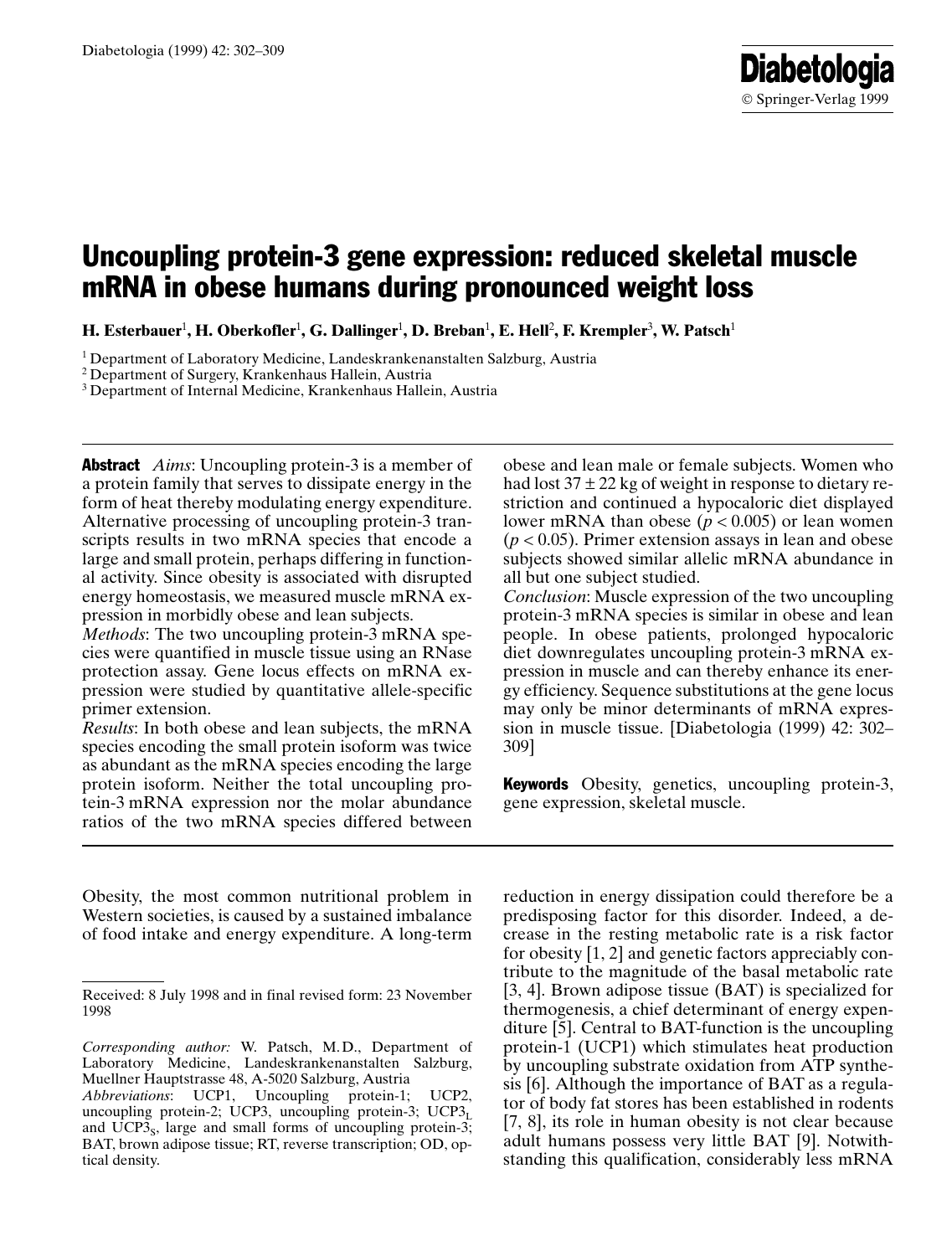# Uncoupling protein-3 gene expression: reduced skeletal muscle mRNA in obese humans during pronounced weight loss

**H. Esterbauer[1], H. Oberkofler[1], G. Dallinger[1], D. Breban[1], E. Hell[2], F. Krempler[3], W. Patsch[1]**

[1] Department of Laboratory Medicine, Landeskrankenanstalten Salzburg, Austria
[2] Department of Surgery, Krankenhaus Hallein, Austria
[3] Department of Internal Medicine, Krankenhaus Hallein, Austria

**Abstract** *Aims*: Uncoupling protein-3 is a member of a protein family that serves to dissipate energy in the form of heat thereby modulating energy expenditure. Alternative processing of uncoupling protein-3 transcripts results in two mRNA species that encode a large and small protein, perhaps differing in functional activity. Since obesity is associated with disrupted energy homeostasis, we measured muscle mRNA expression in morbidly obese and lean subjects.
*Methods*: The two uncoupling protein-3 mRNA species were quantified in muscle tissue using an RNase protection assay. Gene locus effects on mRNA expression were studied by quantitative allele-specific primer extension.
*Results*: In both obese and lean subjects, the mRNA species encoding the small protein isoform was twice as abundant as the mRNA species encoding the large protein isoform. Neither the total uncoupling protein-3 mRNA expression nor the molar abundance ratios of the two mRNA species differed between obese and lean male or female subjects. Women who had lost $37 \pm 22$ kg of weight in response to dietary restriction and continued a hypocaloric diet displayed lower mRNA than obese ($p < 0.005$) or lean women ($p < 0.05$). Primer extension assays in lean and obese subjects showed similar allelic mRNA abundance in all but one subject studied.
*Conclusion*: Muscle expression of the two uncoupling protein-3 mRNA species is similar in obese and lean people. In obese patients, prolonged hypocaloric diet downregulates uncoupling protein-3 mRNA expression in muscle and can thereby enhance its energy efficiency. Sequence substitutions at the gene locus may only be minor determinants of mRNA expression in muscle tissue. [Diabetologia (1999) 42: 302–309]

**Keywords** Obesity, genetics, uncoupling protein-3, gene expression, skeletal muscle.

Obesity, the most common nutritional problem in Western societies, is caused by a sustained imbalance of food intake and energy expenditure. A long-term reduction in energy dissipation could therefore be a predisposing factor for this disorder. Indeed, a decrease in the resting metabolic rate is a risk factor for obesity [1, 2] and genetic factors appreciably contribute to the magnitude of the basal metabolic rate [3, 4]. Brown adipose tissue (BAT) is specialized for thermogenesis, a chief determinant of energy expenditure [5]. Central to BAT-function is the uncoupling protein-1 (UCP1) which stimulates heat production by uncoupling substrate oxidation from ATP synthesis [6]. Although the importance of BAT as a regulator of body fat stores has been established in rodents [7, 8], its role in human obesity is not clear because adult humans possess very little BAT [9]. Notwithstanding this qualification, considerably less mRNA

---

Received: 8 July 1998 and in final revised form: 23 November 1998

*Corresponding author:* W. Patsch, M. D., Department of Laboratory Medicine, Landeskrankenanstalten Salzburg, Muellner Hauptstrasse 48, A-5020 Salzburg, Austria
*Abbreviations*: UCP1, Uncoupling protein-1; UCP2, uncoupling protein-2; UCP3, uncoupling protein-3; $UCP3_L$ and $UCP3_S$, large and small forms of uncoupling protein-3; BAT, brown adipose tissue; RT, reverse transcription; OD, optical density.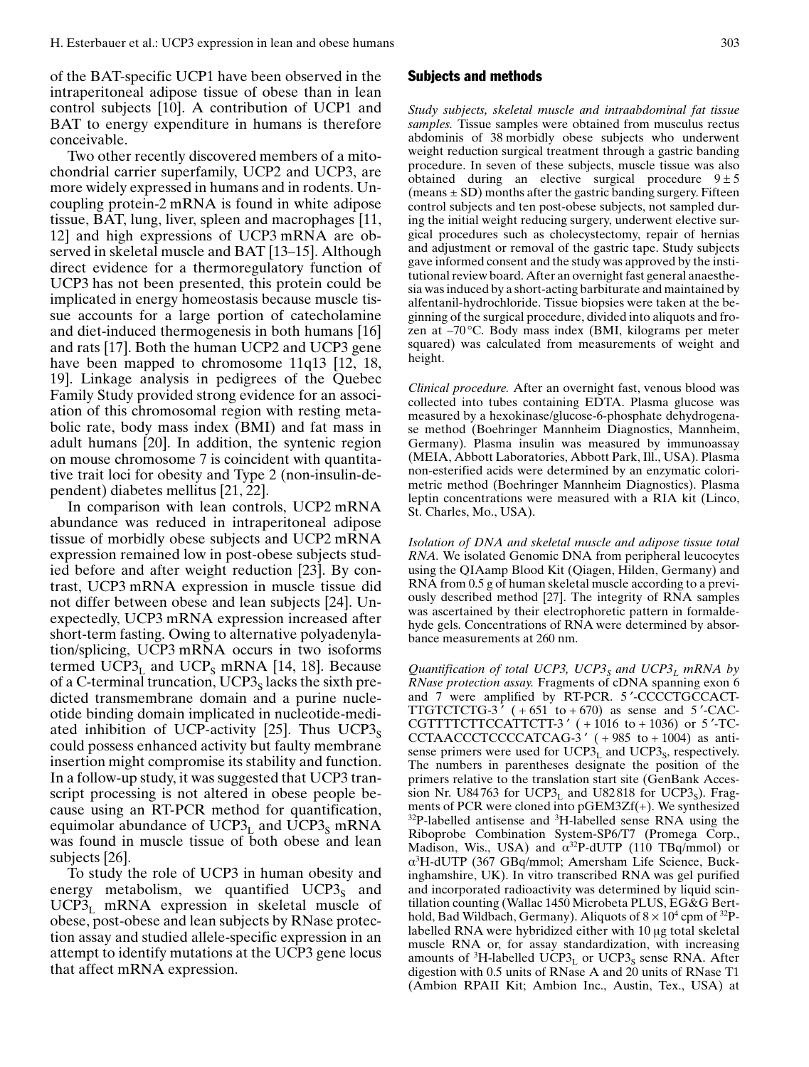of the BAT-specific UCP1 have been observed in the intraperitoneal adipose tissue of obese than in lean control subjects [10]. A contribution of UCP1 and BAT to energy expenditure in humans is therefore conceivable.

Two other recently discovered members of a mitochondrial carrier superfamily, UCP2 and UCP3, are more widely expressed in humans and in rodents. Uncoupling protein-2 mRNA is found in white adipose tissue, BAT, lung, liver, spleen and macrophages [11, 12] and high expressions of UCP3 mRNA are observed in skeletal muscle and BAT [13–15]. Although direct evidence for a thermoregulatory function of UCP3 has not been presented, this protein could be implicated in energy homeostasis because muscle tissue accounts for a large portion of catecholamine and diet-induced thermogenesis in both humans [16] and rats [17]. Both the human UCP2 and UCP3 gene have been mapped to chromosome 11q13 [12, 18, 19]. Linkage analysis in pedigrees of the Quebec Family Study provided strong evidence for an association of this chromosomal region with resting metabolic rate, body mass index (BMI) and fat mass in adult humans [20]. In addition, the syntenic region on mouse chromosome 7 is coincident with quantitative trait loci for obesity and Type 2 (non-insulin-dependent) diabetes mellitus [21, 22].

In comparison with lean controls, UCP2 mRNA abundance was reduced in intraperitoneal adipose tissue of morbidly obese subjects and UCP2 mRNA expression remained low in post-obese subjects studied before and after weight reduction [23]. By contrast, UCP3 mRNA expression in muscle tissue did not differ between obese and lean subjects [24]. Unexpectedly, UCP3 mRNA expression increased after short-term fasting. Owing to alternative polyadenylation/splicing, UCP3 mRNA occurs in two isoforms termed $UCP3_L$ and $UCP_S$ mRNA [14, 18]. Because of a C-terminal truncation, $UCP3_S$ lacks the sixth predicted transmembrane domain and a purine nucleotide binding domain implicated in nucleotide-mediated inhibition of UCP-activity [25]. Thus $UCP3_S$ could possess enhanced activity but faulty membrane insertion might compromise its stability and function. In a follow-up study, it was suggested that UCP3 transcript processing is not altered in obese people because using an RT-PCR method for quantification, equimolar abundance of $UCP3_L$ and $UCP3_S$ mRNA was found in muscle tissue of both obese and lean subjects [26].

To study the role of UCP3 in human obesity and energy metabolism, we quantified $UCP3_S$ and $UCP3_L$ mRNA expression in skeletal muscle of obese, post-obese and lean subjects by RNase protection assay and studied allele-specific expression in an attempt to identify mutations at the UCP3 gene locus that affect mRNA expression.

## Subjects and methods

*Study subjects, skeletal muscle and intraabdominal fat tissue samples.* Tissue samples were obtained from musculus rectus abdominis of 38 morbidly obese subjects who underwent weight reduction surgical treatment through a gastric banding procedure. In seven of these subjects, muscle tissue was also obtained during an elective surgical procedure $9 \pm 5$ (means $\pm$ SD) months after the gastric banding surgery. Fifteen control subjects and ten post-obese subjects, not sampled during the initial weight reducing surgery, underwent elective surgical procedures such as cholecystectomy, repair of hernias and adjustment or removal of the gastric tape. Study subjects gave informed consent and the study was approved by the institutional review board. After an overnight fast general anaesthesia was induced by a short-acting barbiturate and maintained by alfentanil-hydrochloride. Tissue biopsies were taken at the beginning of the surgical procedure, divided into aliquots and frozen at –70 °C. Body mass index (BMI, kilograms per meter squared) was calculated from measurements of weight and height.

*Clinical procedure.* After an overnight fast, venous blood was collected into tubes containing EDTA. Plasma glucose was measured by a hexokinase/glucose-6-phosphate dehydrogenase method (Boehringer Mannheim Diagnostics, Mannheim, Germany). Plasma insulin was measured by immunoassay (MEIA, Abbott Laboratories, Abbott Park, Ill., USA). Plasma non-esterified acids were determined by an enzymatic colorimetric method (Boehringer Mannheim Diagnostics). Plasma leptin concentrations were measured with a RIA kit (Linco, St. Charles, Mo., USA).

*Isolation of DNA and skeletal muscle and adipose tissue total RNA.* We isolated Genomic DNA from peripheral leucocytes using the QIAamp Blood Kit (Qiagen, Hilden, Germany) and RNA from 0.5 g of human skeletal muscle according to a previously described method [27]. The integrity of RNA samples was ascertained by their electrophoretic pattern in formaldehyde gels. Concentrations of RNA were determined by absorbance measurements at 260 nm.

*Quantification of total UCP3, $UCP3_S$ and $UCP3_L$ mRNA by RNase protection assay.* Fragments of cDNA spanning exon 6 and 7 were amplified by RT-PCR. 5′-CCCCTGCCACT-TTGTCTCTG-3′ (+651 to +670) as sense and 5′-CAC-CGTTTTCTTCCATTCTT-3′ (+1016 to +1036) or 5′-TC-CCTAACCCTCCCCATCAG-3′ (+985 to +1004) as antisense primers were used for $UCP3_L$ and $UCP3_S$, respectively. The numbers in parentheses designate the position of the primers relative to the translation start site (GenBank Accession Nr. U84763 for $UCP3_L$ and U82818 for $UCP3_S$). Fragments of PCR were cloned into pGEM3Zf(+). We synthesized $^{32}$P-labelled antisense and $^{3}$H-labelled sense RNA using the Riboprobe Combination System-SP6/T7 (Promega Corp., Madison, Wis., USA) and $\alpha^{32}$P-dUTP (110 TBq/mmol) or $\alpha^{3}$H-dUTP (367 GBq/mmol; Amersham Life Science, Buckinghamshire, UK). In vitro transcribed RNA was gel purified and incorporated radioactivity was determined by liquid scintillation counting (Wallac 1450 Microbeta PLUS, EG&G Berthold, Bad Wildbach, Germany). Aliquots of $8 \times 10^4$ cpm of $^{32}$P-labelled RNA were hybridized either with 10 μg total skeletal muscle RNA or, for assay standardization, with increasing amounts of $^{3}$H-labelled $UCP3_L$ or $UCP3_S$ sense RNA. After digestion with 0.5 units of RNase A and 20 units of RNase T1 (Ambion RPAII Kit; Ambion Inc., Austin, Tex., USA) at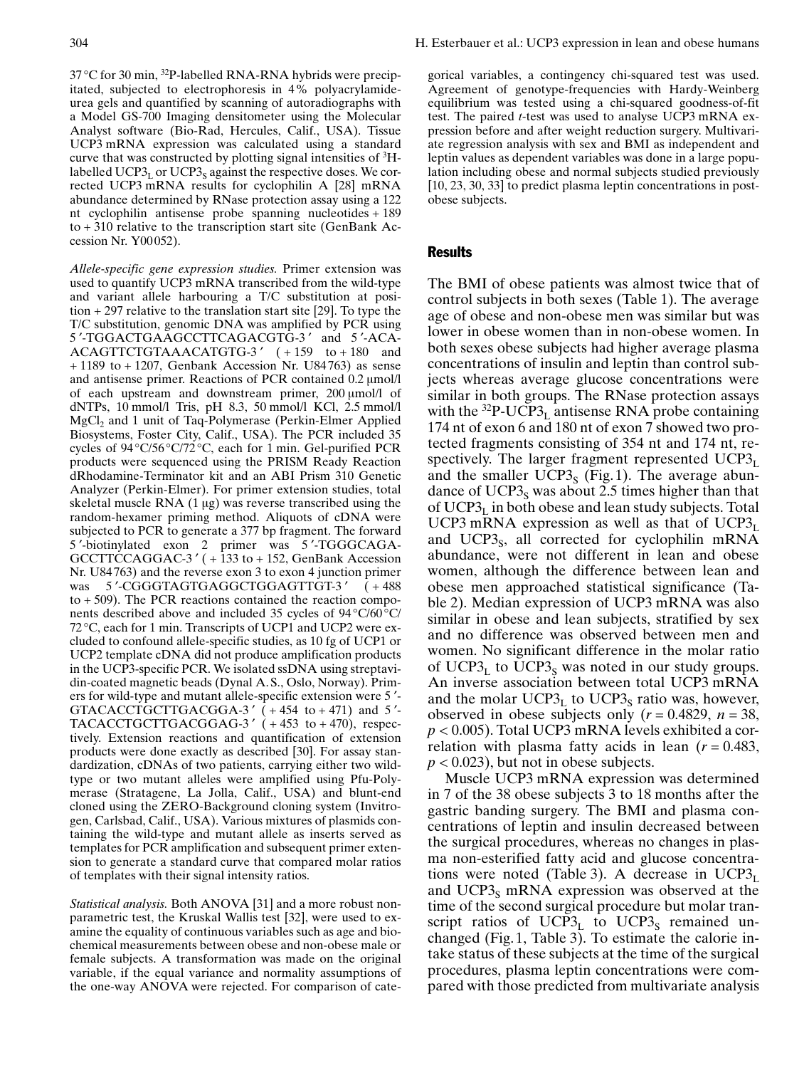37 °C for 30 min, $^{32}$P-labelled RNA-RNA hybrids were precipitated, subjected to electrophoresis in 4 % polyacrylamide-urea gels and quantified by scanning of autoradiographs with a Model GS-700 Imaging densitometer using the Molecular Analyst software (Bio-Rad, Hercules, Calif., USA). Tissue UCP3 mRNA expression was calculated using a standard curve that was constructed by plotting signal intensities of $^{3}$H-labelled $UCP3_L$ or $UCP3_S$ against the respective doses. We corrected UCP3 mRNA results for cyclophilin A [28] mRNA abundance determined by RNase protection assay using a 122 nt cyclophilin antisense probe spanning nucleotides + 189 to + 310 relative to the transcription start site (GenBank Accession Nr. Y00052).

*Allele-specific gene expression studies.* Primer extension was used to quantify UCP3 mRNA transcribed from the wild-type and variant allele harbouring a T/C substitution at position + 297 relative to the translation start site [29]. To type the T/C substitution, genomic DNA was amplified by PCR using 5′-TGGACTGAAGCCTTCAGACGTG-3′ and 5′-ACA-ACAGTTCTGTAAACATGTG-3′ ( + 159 to + 180 and + 1189 to + 1207, Genbank Accession Nr. U84763) as sense and antisense primer. Reactions of PCR contained 0.2 μmol/l of each upstream and downstream primer, 200 μmol/l of dNTPs, 10 mmol/l Tris, pH 8.3, 50 mmol/l KCl, 2.5 mmol/l $MgCl_2$ and 1 unit of Taq-Polymerase (Perkin-Elmer Applied Biosystems, Foster City, Calif., USA). The PCR included 35 cycles of 94 °C/56 °C/72 °C, each for 1 min. Gel-purified PCR products were sequenced using the PRISM Ready Reaction dRhodamine-Terminator kit and an ABI Prism 310 Genetic Analyzer (Perkin-Elmer). For primer extension studies, total skeletal muscle RNA (1 μg) was reverse transcribed using the random-hexamer priming method. Aliquots of cDNA were subjected to PCR to generate a 377 bp fragment. The forward 5′-biotinylated exon 2 primer was 5′-TGGGCAGA-GCCTTCCAGGAC-3′ ( + 133 to + 152, GenBank Accession Nr. U84763) and the reverse exon 3 to exon 4 junction primer was 5′-CGGGTAGTGAGGCTGGAGTTGT-3′ ( + 488 to + 509). The PCR reactions contained the reaction components described above and included 35 cycles of 94 °C/60 °C/72 °C, each for 1 min. Transcripts of UCP1 and UCP2 were excluded to confound allele-specific studies, as 10 fg of UCP1 or UCP2 template cDNA did not produce amplification products in the UCP3-specific PCR. We isolated ssDNA using streptavidin-coated magnetic beads (Dynal A.S., Oslo, Norway). Primers for wild-type and mutant allele-specific extension were 5′-GTACACCTGCTTGACGGA-3′ ( + 454 to + 471) and 5′-TACACCTGCTTGACGGAG-3′ ( + 453 to + 470), respectively. Extension reactions and quantification of extension products were done exactly as described [30]. For assay standardization, cDNAs of two patients, carrying either two wild-type or two mutant alleles were amplified using Pfu-Polymerase (Stratagene, La Jolla, Calif., USA) and blunt-end cloned using the ZERO-Background cloning system (Invitrogen, Carlsbad, Calif., USA). Various mixtures of plasmids containing the wild-type and mutant allele as inserts served as templates for PCR amplification and subsequent primer extension to generate a standard curve that compared molar ratios of templates with their signal intensity ratios.

*Statistical analysis.* Both ANOVA [31] and a more robust non-parametric test, the Kruskal Wallis test [32], were used to examine the equality of continuous variables such as age and biochemical measurements between obese and non-obese male or female subjects. A transformation was made on the original variable, if the equal variance and normality assumptions of the one-way ANOVA were rejected. For comparison of categorical variables, a contingency chi-squared test was used. Agreement of genotype-frequencies with Hardy-Weinberg equilibrium was tested using a chi-squared goodness-of-fit test. The paired *t*-test was used to analyse UCP3 mRNA expression before and after weight reduction surgery. Multivariate regression analysis with sex and BMI as independent and leptin values as dependent variables was done in a large population including obese and normal subjects studied previously [10, 23, 30, 33] to predict plasma leptin concentrations in post-obese subjects.

## Results

The BMI of obese patients was almost twice that of control subjects in both sexes (Table 1). The average age of obese and non-obese men was similar but was lower in obese women than in non-obese women. In both sexes obese subjects had higher average plasma concentrations of insulin and leptin than control subjects whereas average glucose concentrations were similar in both groups. The RNase protection assays with the $^{32}$P-$UCP3_L$ antisense RNA probe containing 174 nt of exon 6 and 180 nt of exon 7 showed two protected fragments consisting of 354 nt and 174 nt, respectively. The larger fragment represented $UCP3_L$ and the smaller $UCP3_S$ (Fig. 1). The average abundance of $UCP3_S$ was about 2.5 times higher than that of $UCP3_L$ in both obese and lean study subjects. Total UCP3 mRNA expression as well as that of $UCP3_L$ and $UCP3_S$, all corrected for cyclophilin mRNA abundance, were not different in lean and obese women, although the difference between lean and obese men approached statistical significance (Table 2). Median expression of UCP3 mRNA was also similar in obese and lean subjects, stratified by sex and no difference was observed between men and women. No significant difference in the molar ratio of $UCP3_L$ to $UCP3_S$ was noted in our study groups. An inverse association between total UCP3 mRNA and the molar $UCP3_L$ to $UCP3_S$ ratio was, however, observed in obese subjects only ($r = 0.4829$, $n = 38$, $p < 0.005$). Total UCP3 mRNA levels exhibited a correlation with plasma fatty acids in lean ($r = 0.483$, $p < 0.023$), but not in obese subjects.

Muscle UCP3 mRNA expression was determined in 7 of the 38 obese subjects 3 to 18 months after the gastric banding surgery. The BMI and plasma concentrations of leptin and insulin decreased between the surgical procedures, whereas no changes in plasma non-esterified fatty acid and glucose concentrations were noted (Table 3). A decrease in $UCP3_L$ and $UCP3_S$ mRNA expression was observed at the time of the second surgical procedure but molar transcript ratios of $UCP3_L$ to $UCP3_S$ remained unchanged (Fig. 1, Table 3). To estimate the calorie intake status of these subjects at the time of the surgical procedures, plasma leptin concentrations were compared with those predicted from multivariate analysis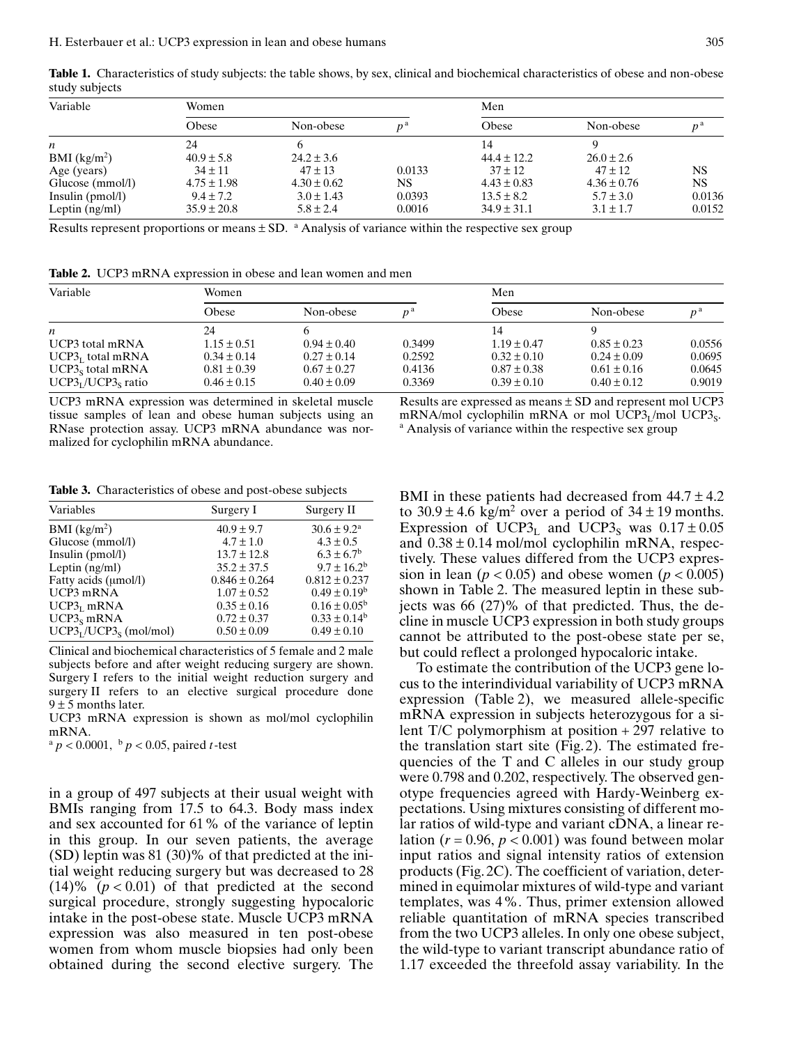**Table 1.** Characteristics of study subjects: the table shows, by sex, clinical and biochemical characteristics of obese and non-obese study subjects

| Variable | Women | | | Men | | |
|---|---|---|---|---|---|---|
| | Obese | Non-obese | $p$ [a] | Obese | Non-obese | $p$ [a] |
| $n$ | 24 | 6 | | 14 | 9 | |
| BMI ($kg/m^2$) | 40.9 ± 5.8 | 24.2 ± 3.6 | | 44.4 ± 12.2 | 26.0 ± 2.6 | |
| Age (years) | 34 ± 11 | 47 ± 13 | 0.0133 | 37 ± 12 | 47 ± 12 | NS |
| Glucose (mmol/l) | 4.75 ± 1.98 | 4.30 ± 0.62 | NS | 4.43 ± 0.83 | 4.36 ± 0.76 | NS |
| Insulin (pmol/l) | 9.4 ± 7.2 | 3.0 ± 1.43 | 0.0393 | 13.5 ± 8.2 | 5.7 ± 3.0 | 0.0136 |
| Leptin (ng/ml) | 35.9 ± 20.8 | 5.8 ± 2.4 | 0.0016 | 34.9 ± 31.1 | 3.1 ± 1.7 | 0.0152 |

Results represent proportions or means ± SD. [a] Analysis of variance within the respective sex group

**Table 2.** UCP3 mRNA expression in obese and lean women and men

| Variable | Women | | | Men | | |
|---|---|---|---|---|---|---|
| | Obese | Non-obese | $p$ [a] | Obese | Non-obese | $p$ [a] |
| $n$ | 24 | 6 | | 14 | 9 | |
| UCP3 total mRNA | 1.15 ± 0.51 | 0.94 ± 0.40 | 0.3499 | 1.19 ± 0.47 | 0.85 ± 0.23 | 0.0556 |
| $UCP3_L$ total mRNA | 0.34 ± 0.14 | 0.27 ± 0.14 | 0.2592 | 0.32 ± 0.10 | 0.24 ± 0.09 | 0.0695 |
| $UCP3_S$ total mRNA | 0.81 ± 0.39 | 0.67 ± 0.27 | 0.4136 | 0.87 ± 0.38 | 0.61 ± 0.16 | 0.0645 |
| $UCP3_L/UCP3_S$ ratio | 0.46 ± 0.15 | 0.40 ± 0.09 | 0.3369 | 0.39 ± 0.10 | 0.40 ± 0.12 | 0.9019 |

UCP3 mRNA expression was determined in skeletal muscle tissue samples of lean and obese human subjects using an RNase protection assay. UCP3 mRNA abundance was normalized for cyclophilin mRNA abundance.

Results are expressed as means ± SD and represent mol UCP3 mRNA/mol cyclophilin mRNA or mol $UCP3_L$/mol $UCP3_S$. [a] Analysis of variance within the respective sex group

**Table 3.** Characteristics of obese and post-obese subjects

| Variables | Surgery I | Surgery II |
|---|---|---|
| BMI ($kg/m^2$) | 40.9 ± 9.7 | 30.6 ± 9.2[a] |
| Glucose (mmol/l) | 4.7 ± 1.0 | 4.3 ± 0.5 |
| Insulin (pmol/l) | 13.7 ± 12.8 | 6.3 ± 6.7[b] |
| Leptin (ng/ml) | 35.2 ± 37.5 | 9.7 ± 16.2[b] |
| Fatty acids (μmol/l) | 0.846 ± 0.264 | 0.812 ± 0.237 |
| UCP3 mRNA | 1.07 ± 0.52 | 0.49 ± 0.19[b] |
| $UCP3_L$ mRNA | 0.35 ± 0.16 | 0.16 ± 0.05[b] |
| $UCP3_S$ mRNA | 0.72 ± 0.37 | 0.33 ± 0.14[b] |
| $UCP3_L/UCP3_S$ (mol/mol) | 0.50 ± 0.09 | 0.49 ± 0.10 |

Clinical and biochemical characteristics of 5 female and 2 male subjects before and after weight reducing surgery are shown. Surgery I refers to the initial weight reduction surgery and surgery II refers to an elective surgical procedure done 9 ± 5 months later.

UCP3 mRNA expression is shown as mol/mol cyclophilin mRNA.

[a] $p < 0.0001$, [b] $p < 0.05$, paired $t$-test

in a group of 497 subjects at their usual weight with BMIs ranging from 17.5 to 64.3. Body mass index and sex accounted for 61 % of the variance of leptin in this group. In our seven patients, the average (SD) leptin was 81 (30)% of that predicted at the initial weight reducing surgery but was decreased to 28 (14)% ($p < 0.01$) of that predicted at the second surgical procedure, strongly suggesting hypocaloric intake in the post-obese state. Muscle UCP3 mRNA expression was also measured in ten post-obese women from whom muscle biopsies had only been obtained during the second elective surgery. The BMI in these patients had decreased from 44.7 ± 4.2 to 30.9 ± 4.6 $kg/m^2$ over a period of 34 ± 19 months. Expression of $UCP3_L$ and $UCP3_S$ was 0.17 ± 0.05 and 0.38 ± 0.14 mol/mol cyclophilin mRNA, respectively. These values differed from the UCP3 expression in lean ($p < 0.05$) and obese women ($p < 0.005$) shown in Table 2. The measured leptin in these subjects was 66 (27)% of that predicted. Thus, the decline in muscle UCP3 expression in both study groups cannot be attributed to the post-obese state per se, but could reflect a prolonged hypocaloric intake.

To estimate the contribution of the UCP3 gene locus to the interindividual variability of UCP3 mRNA expression (Table 2), we measured allele-specific mRNA expression in subjects heterozygous for a silent T/C polymorphism at position + 297 relative to the translation start site (Fig. 2). The estimated frequencies of the T and C alleles in our study group were 0.798 and 0.202, respectively. The observed genotype frequencies agreed with Hardy-Weinberg expectations. Using mixtures consisting of different molar ratios of wild-type and variant cDNA, a linear relation ($r = 0.96$, $p < 0.001$) was found between molar input ratios and signal intensity ratios of extension products (Fig. 2C). The coefficient of variation, determined in equimolar mixtures of wild-type and variant templates, was 4 %. Thus, primer extension allowed reliable quantitation of mRNA species transcribed from the two UCP3 alleles. In only one obese subject, the wild-type to variant transcript abundance ratio of 1.17 exceeded the threefold assay variability. In the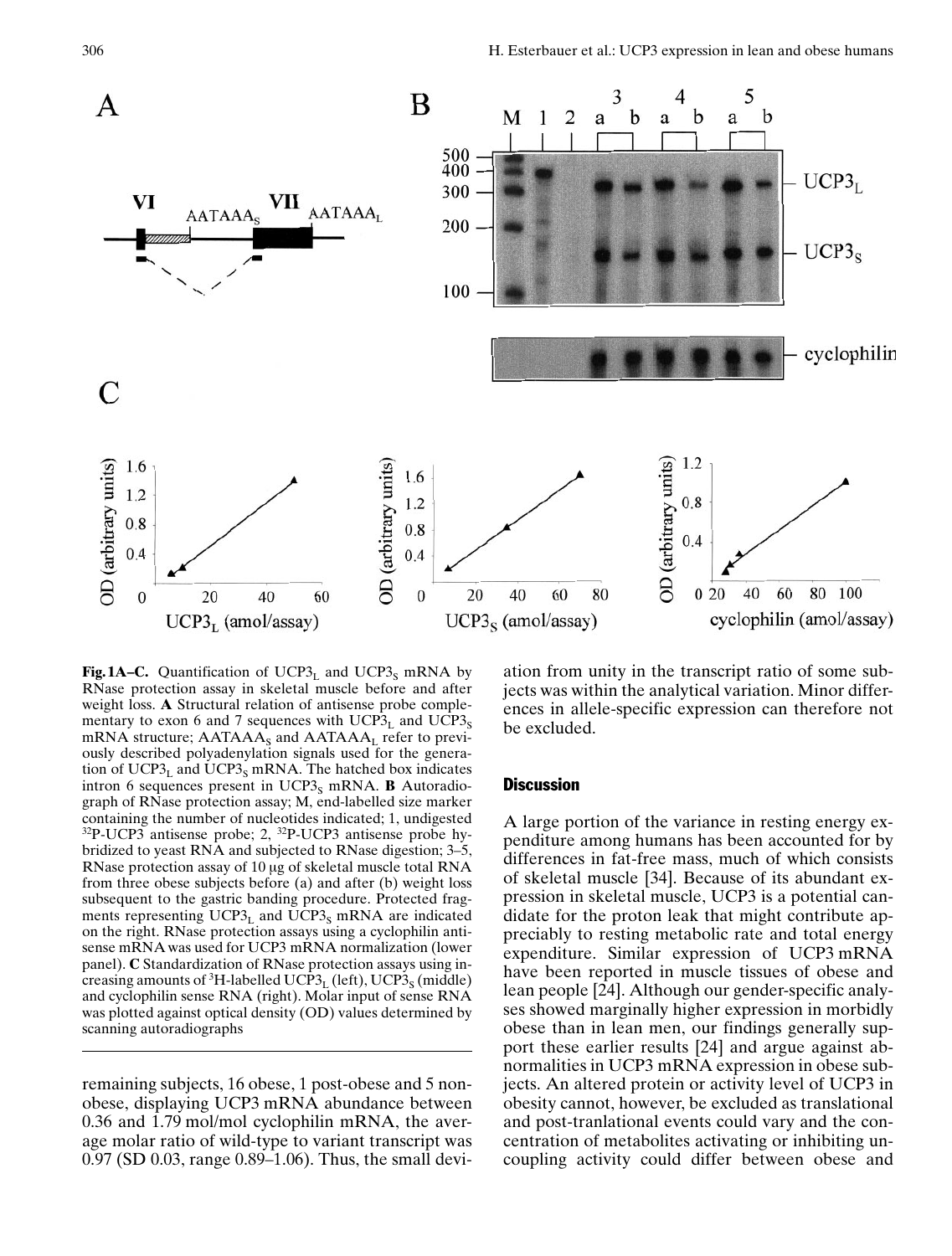**Fig. 1A–C.** Quantification of $UCP3_L$ and $UCP3_S$ mRNA by RNase protection assay in skeletal muscle before and after weight loss. **A** Structural relation of antisense probe complementary to exon 6 and 7 sequences with $UCP3_L$ and $UCP3_S$ mRNA structure; $AATAAA_S$ and $AATAAA_L$ refer to previously described polyadenylation signals used for the generation of $UCP3_L$ and $UCP3_S$ mRNA. The hatched box indicates intron 6 sequences present in $UCP3_S$ mRNA. **B** Autoradiograph of RNase protection assay; M, end-labelled size marker containing the number of nucleotides indicated; 1, undigested $^{32}$P-UCP3 antisense probe; 2, $^{32}$P-UCP3 antisense probe hybridized to yeast RNA and subjected to RNase digestion; 3–5, RNase protection assay of 10 μg of skeletal muscle total RNA from three obese subjects before (a) and after (b) weight loss subsequent to the gastric banding procedure. Protected fragments representing $UCP3_L$ and $UCP3_S$ mRNA are indicated on the right. RNase protection assays using a cyclophilin antisense mRNA was used for UCP3 mRNA normalization (lower panel). **C** Standardization of RNase protection assays using increasing amounts of $^{3}$H-labelled $UCP3_L$ (left), $UCP3_S$ (middle) and cyclophilin sense RNA (right). Molar input of sense RNA was plotted against optical density (OD) values determined by scanning autoradiographs

remaining subjects, 16 obese, 1 post-obese and 5 non-obese, displaying UCP3 mRNA abundance between 0.36 and 1.79 mol/mol cyclophilin mRNA, the average molar ratio of wild-type to variant transcript was 0.97 (SD 0.03, range 0.89–1.06). Thus, the small deviation from unity in the transcript ratio of some subjects was within the analytical variation. Minor differences in allele-specific expression can therefore not be excluded.

## Discussion

A large portion of the variance in resting energy expenditure among humans has been accounted for by differences in fat-free mass, much of which consists of skeletal muscle [34]. Because of its abundant expression in skeletal muscle, UCP3 is a potential candidate for the proton leak that might contribute appreciably to resting metabolic rate and total energy expenditure. Similar expression of UCP3 mRNA have been reported in muscle tissues of obese and lean people [24]. Although our gender-specific analyses showed marginally higher expression in morbidly obese than in lean men, our findings generally support these earlier results [24] and argue against abnormalities in UCP3 mRNA expression in obese subjects. An altered protein or activity level of UCP3 in obesity cannot, however, be excluded as translational and post-tranlational events could vary and the concentration of metabolites activating or inhibiting uncoupling activity could differ between obese and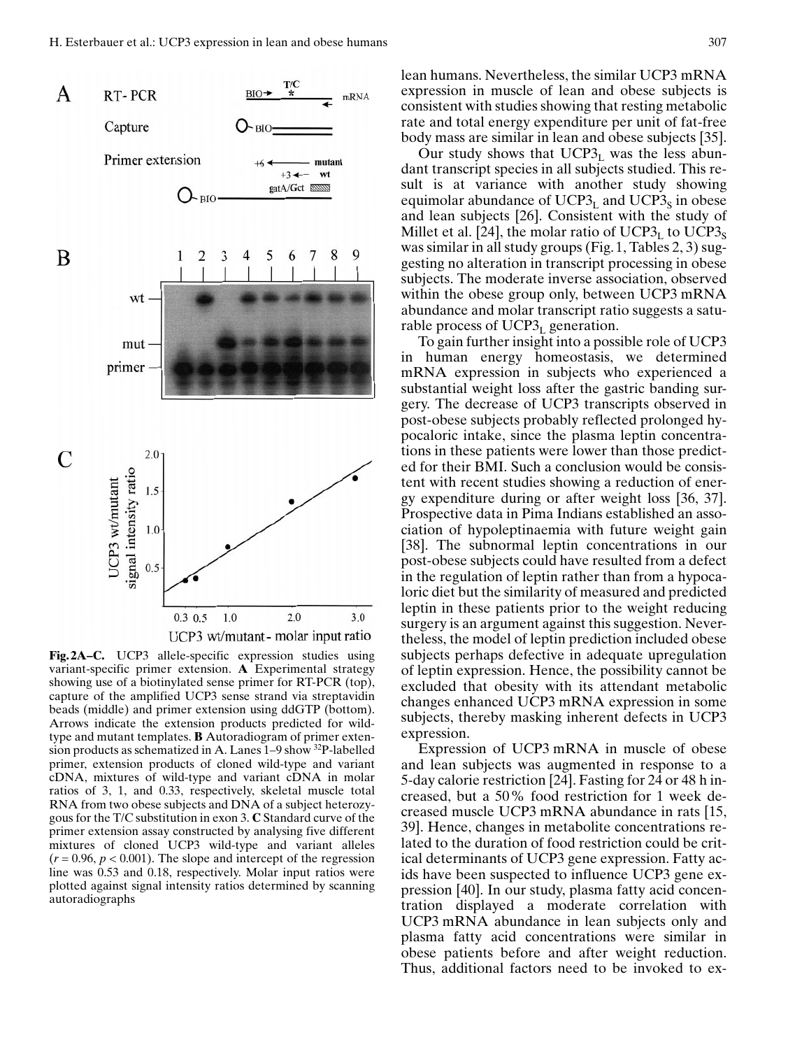**Fig. 2A–C.** UCP3 allele-specific expression studies using variant-specific primer extension. **A** Experimental strategy showing use of a biotinylated sense primer for RT-PCR (top), capture of the amplified UCP3 sense strand via streptavidin beads (middle) and primer extension using ddGTP (bottom). Arrows indicate the extension products predicted for wild-type and mutant templates. **B** Autoradiogram of primer extension products as schematized in A. Lanes 1–9 show $^{32}$P-labelled primer, extension products of cloned wild-type and variant cDNA, mixtures of wild-type and variant cDNA in molar ratios of 3, 1, and 0.33, respectively, skeletal muscle total RNA from two obese subjects and DNA of a subject heterozygous for the T/C substitution in exon 3. **C** Standard curve of the primer extension assay constructed by analysing five different mixtures of cloned UCP3 wild-type and variant alleles ($r = 0.96$, $p < 0.001$). The slope and intercept of the regression line was 0.53 and 0.18, respectively. Molar input ratios were plotted against signal intensity ratios determined by scanning autoradiographs

lean humans. Nevertheless, the similar UCP3 mRNA expression in muscle of lean and obese subjects is consistent with studies showing that resting metabolic rate and total energy expenditure per unit of fat-free body mass are similar in lean and obese subjects [35].

Our study shows that $UCP3_L$ was the less abundant transcript species in all subjects studied. This result is at variance with another study showing equimolar abundance of $UCP3_L$ and $UCP3_S$ in obese and lean subjects [26]. Consistent with the study of Millet et al. [24], the molar ratio of $UCP3_L$ to $UCP3_S$ was similar in all study groups (Fig. 1, Tables 2, 3) suggesting no alteration in transcript processing in obese subjects. The moderate inverse association, observed within the obese group only, between UCP3 mRNA abundance and molar transcript ratio suggests a saturable process of $UCP3_L$ generation.

To gain further insight into a possible role of UCP3 in human energy homeostasis, we determined mRNA expression in subjects who experienced a substantial weight loss after the gastric banding surgery. The decrease of UCP3 transcripts observed in post-obese subjects probably reflected prolonged hypocaloric intake, since the plasma leptin concentrations in these patients were lower than those predicted for their BMI. Such a conclusion would be consistent with recent studies showing a reduction of energy expenditure during or after weight loss [36, 37]. Prospective data in Pima Indians established an association of hypoleptinaemia with future weight gain [38]. The subnormal leptin concentrations in our post-obese subjects could have resulted from a defect in the regulation of leptin rather than from a hypocaloric diet but the similarity of measured and predicted leptin in these patients prior to the weight reducing surgery is an argument against this suggestion. Nevertheless, the model of leptin prediction included obese subjects perhaps defective in adequate upregulation of leptin expression. Hence, the possibility cannot be excluded that obesity with its attendant metabolic changes enhanced UCP3 mRNA expression in some subjects, thereby masking inherent defects in UCP3 expression.

Expression of UCP3 mRNA in muscle of obese and lean subjects was augmented in response to a 5-day calorie restriction [24]. Fasting for 24 or 48 h increased, but a 50 % food restriction for 1 week decreased muscle UCP3 mRNA abundance in rats [15, 39]. Hence, changes in metabolite concentrations related to the duration of food restriction could be critical determinants of UCP3 gene expression. Fatty acids have been suspected to influence UCP3 gene expression [40]. In our study, plasma fatty acid concentration displayed a moderate correlation with UCP3 mRNA abundance in lean subjects only and plasma fatty acid concentrations were similar in obese patients before and after weight reduction. Thus, additional factors need to be invoked to ex-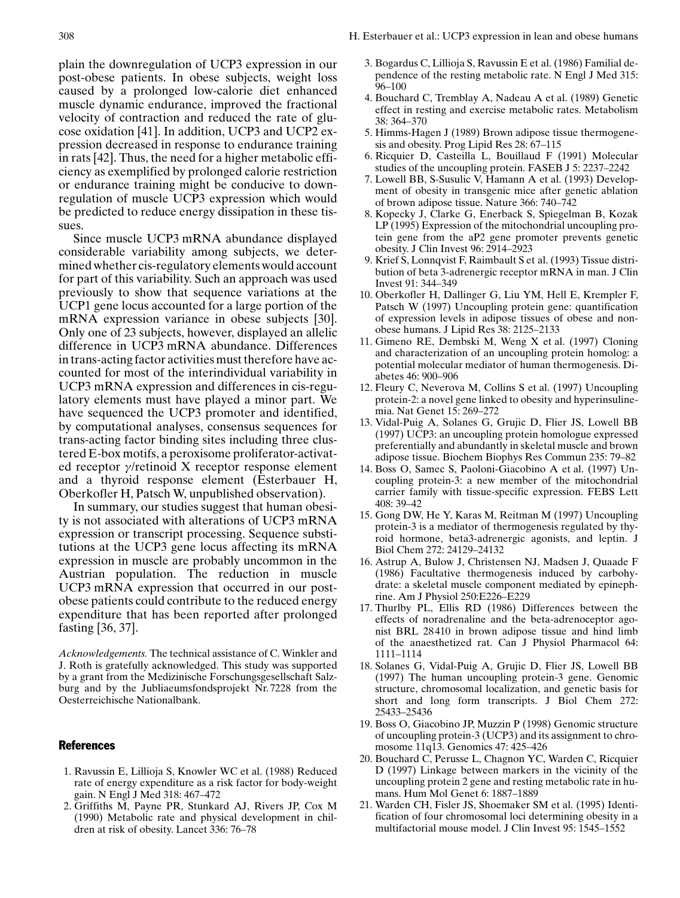plain the downregulation of UCP3 expression in our post-obese patients. In obese subjects, weight loss caused by a prolonged low-calorie diet enhanced muscle dynamic endurance, improved the fractional velocity of contraction and reduced the rate of glucose oxidation [41]. In addition, UCP3 and UCP2 expression decreased in response to endurance training in rats [42]. Thus, the need for a higher metabolic efficiency as exemplified by prolonged calorie restriction or endurance training might be conducive to downregulation of muscle UCP3 expression which would be predicted to reduce energy dissipation in these tissues.

Since muscle UCP3 mRNA abundance displayed considerable variability among subjects, we determined whether cis-regulatory elements would account for part of this variability. Such an approach was used previously to show that sequence variations at the UCP1 gene locus accounted for a large portion of the mRNA expression variance in obese subjects [30]. Only one of 23 subjects, however, displayed an allelic difference in UCP3 mRNA abundance. Differences in trans-acting factor activities must therefore have accounted for most of the interindividual variability in UCP3 mRNA expression and differences in cis-regulatory elements must have played a minor part. We have sequenced the UCP3 promoter and identified, by computational analyses, consensus sequences for trans-acting factor binding sites including three clustered E-box motifs, a peroxisome proliferator-activated receptor $\gamma$/retinoid X receptor response element and a thyroid response element (Esterbauer H, Oberkofler H, Patsch W, unpublished observation).

In summary, our studies suggest that human obesity is not associated with alterations of UCP3 mRNA expression or transcript processing. Sequence substitutions at the UCP3 gene locus affecting its mRNA expression in muscle are probably uncommon in the Austrian population. The reduction in muscle UCP3 mRNA expression that occurred in our post-obese patients could contribute to the reduced energy expenditure that has been reported after prolonged fasting [36, 37].

*Acknowledgements.* The technical assistance of C. Winkler and J. Roth is gratefully acknowledged. This study was supported by a grant from the Medizinische Forschungsgesellschaft Salzburg and by the Jubliaeumsfondsprojekt Nr. 7228 from the Oesterreichische Nationalbank.

## References

1. Ravussin E, Lillioja S, Knowler WC et al. (1988) Reduced rate of energy expenditure as a risk factor for body-weight gain. N Engl J Med 318: 467–472
2. Griffiths M, Payne PR, Stunkard AJ, Rivers JP, Cox M (1990) Metabolic rate and physical development in children at risk of obesity. Lancet 336: 76–78
3. Bogardus C, Lillioja S, Ravussin E et al. (1986) Familial dependence of the resting metabolic rate. N Engl J Med 315: 96–100
4. Bouchard C, Tremblay A, Nadeau A et al. (1989) Genetic effect in resting and exercise metabolic rates. Metabolism 38: 364–370
5. Himms-Hagen J (1989) Brown adipose tissue thermogenesis and obesity. Prog Lipid Res 28: 67–115
6. Ricquier D, Casteilla L, Bouillaud F (1991) Molecular studies of the uncoupling protein. FASEB J 5: 2237–2242
7. Lowell BB, S-Susulic V, Hamann A et al. (1993) Development of obesity in transgenic mice after genetic ablation of brown adipose tissue. Nature 366: 740–742
8. Kopecky J, Clarke G, Enerback S, Spiegelman B, Kozak LP (1995) Expression of the mitochondrial uncoupling protein gene from the aP2 gene promoter prevents genetic obesity. J Clin Invest 96: 2914–2923
9. Krief S, Lonnqvist F, Raimbault S et al. (1993) Tissue distribution of beta 3-adrenergic receptor mRNA in man. J Clin Invest 91: 344–349
10. Oberkofler H, Dallinger G, Liu YM, Hell E, Krempler F, Patsch W (1997) Uncoupling protein gene: quantification of expression levels in adipose tissues of obese and non-obese humans. J Lipid Res 38: 2125–2133
11. Gimeno RE, Dembski M, Weng X et al. (1997) Cloning and characterization of an uncoupling protein homolog: a potential molecular mediator of human thermogenesis. Diabetes 46: 900–906
12. Fleury C, Neverova M, Collins S et al. (1997) Uncoupling protein-2: a novel gene linked to obesity and hyperinsulinemia. Nat Genet 15: 269–272
13. Vidal-Puig A, Solanes G, Grujic D, Flier JS, Lowell BB (1997) UCP3: an uncoupling protein homologue expressed preferentially and abundantly in skeletal muscle and brown adipose tissue. Biochem Biophys Res Commun 235: 79–82
14. Boss O, Samec S, Paoloni-Giacobino A et al. (1997) Uncoupling protein-3: a new member of the mitochondrial carrier family with tissue-specific expression. FEBS Lett 408: 39–42
15. Gong DW, He Y, Karas M, Reitman M (1997) Uncoupling protein-3 is a mediator of thermogenesis regulated by thyroid hormone, beta3-adrenergic agonists, and leptin. J Biol Chem 272: 24129–24132
16. Astrup A, Bulow J, Christensen NJ, Madsen J, Quaade F (1986) Facultative thermogenesis induced by carbohydrate: a skeletal muscle component mediated by epinephrine. Am J Physiol 250:E226–E229
17. Thurlby PL, Ellis RD (1986) Differences between the effects of noradrenaline and the beta-adrenoceptor agonist BRL 28410 in brown adipose tissue and hind limb of the anaesthetized rat. Can J Physiol Pharmacol 64: 1111–1114
18. Solanes G, Vidal-Puig A, Grujic D, Flier JS, Lowell BB (1997) The human uncoupling protein-3 gene. Genomic structure, chromosomal localization, and genetic basis for short and long form transcripts. J Biol Chem 272: 25433–25436
19. Boss O, Giacobino JP, Muzzin P (1998) Genomic structure of uncoupling protein-3 (UCP3) and its assignment to chromosome 11q13. Genomics 47: 425–426
20. Bouchard C, Perusse L, Chagnon YC, Warden C, Ricquier D (1997) Linkage between markers in the vicinity of the uncoupling protein 2 gene and resting metabolic rate in humans. Hum Mol Genet 6: 1887–1889
21. Warden CH, Fisler JS, Shoemaker SM et al. (1995) Identification of four chromosomal loci determining obesity in a multifactorial mouse model. J Clin Invest 95: 1545–1552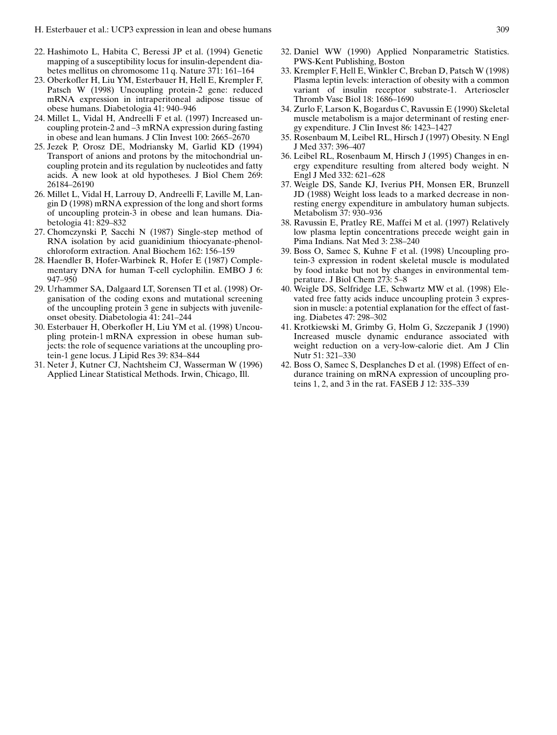22. Hashimoto L, Habita C, Beressi JP et al. (1994) Genetic mapping of a susceptibility locus for insulin-dependent diabetes mellitus on chromosome 11 q. Nature 371: 161–164
23. Oberkofler H, Liu YM, Esterbauer H, Hell E, Krempler F, Patsch W (1998) Uncoupling protein-2 gene: reduced mRNA expression in intraperitoneal adipose tissue of obese humans. Diabetologia 41: 940–946
24. Millet L, Vidal H, Andreelli F et al. (1997) Increased uncoupling protein-2 and –3 mRNA expression during fasting in obese and lean humans. J Clin Invest 100: 2665–2670
25. Jezek P, Orosz DE, Modriansky M, Garlid KD (1994) Transport of anions and protons by the mitochondrial uncoupling protein and its regulation by nucleotides and fatty acids. A new look at old hypotheses. J Biol Chem 269: 26184–26190
26. Millet L, Vidal H, Larrouy D, Andreelli F, Laville M, Langin D (1998) mRNA expression of the long and short forms of uncoupling protein-3 in obese and lean humans. Diabetologia 41: 829–832
27. Chomczynski P, Sacchi N (1987) Single-step method of RNA isolation by acid guanidinium thiocyanate-phenol-chloroform extraction. Anal Biochem 162: 156–159
28. Haendler B, Hofer-Warbinek R, Hofer E (1987) Complementary DNA for human T-cell cyclophilin. EMBO J 6: 947–950
29. Urhammer SA, Dalgaard LT, Sorensen TI et al. (1998) Organisation of the coding exons and mutational screening of the uncoupling protein 3 gene in subjects with juvenile-onset obesity. Diabetologia 41: 241–244
30. Esterbauer H, Oberkofler H, Liu YM et al. (1998) Uncoupling protein-1 mRNA expression in obese human subjects: the role of sequence variations at the uncoupling protein-1 gene locus. J Lipid Res 39: 834–844
31. Neter J, Kutner CJ, Nachtsheim CJ, Wasserman W (1996) Applied Linear Statistical Methods. Irwin, Chicago, Ill.
32. Daniel WW (1990) Applied Nonparametric Statistics. PWS-Kent Publishing, Boston
33. Krempler F, Hell E, Winkler C, Breban D, Patsch W (1998) Plasma leptin levels: interaction of obesity with a common variant of insulin receptor substrate-1. Arterioscler Thromb Vasc Biol 18: 1686–1690
34. Zurlo F, Larson K, Bogardus C, Ravussin E (1990) Skeletal muscle metabolism is a major determinant of resting energy expenditure. J Clin Invest 86: 1423–1427
35. Rosenbaum M, Leibel RL, Hirsch J (1997) Obesity. N Engl J Med 337: 396–407
36. Leibel RL, Rosenbaum M, Hirsch J (1995) Changes in energy expenditure resulting from altered body weight. N Engl J Med 332: 621–628
37. Weigle DS, Sande KJ, Iverius PH, Monsen ER, Brunzell JD (1988) Weight loss leads to a marked decrease in nonresting energy expenditure in ambulatory human subjects. Metabolism 37: 930–936
38. Ravussin E, Pratley RE, Maffei M et al. (1997) Relatively low plasma leptin concentrations precede weight gain in Pima Indians. Nat Med 3: 238–240
39. Boss O, Samec S, Kuhne F et al. (1998) Uncoupling protein-3 expression in rodent skeletal muscle is modulated by food intake but not by changes in environmental temperature. J Biol Chem 273: 5–8
40. Weigle DS, Selfridge LE, Schwartz MW et al. (1998) Elevated free fatty acids induce uncoupling protein 3 expression in muscle: a potential explanation for the effect of fasting. Diabetes 47: 298–302
41. Krotkiewski M, Grimby G, Holm G, Szczepanik J (1990) Increased muscle dynamic endurance associated with weight reduction on a very-low-calorie diet. Am J Clin Nutr 51: 321–330
42. Boss O, Samec S, Desplanches D et al. (1998) Effect of endurance training on mRNA expression of uncoupling proteins 1, 2, and 3 in the rat. FASEB J 12: 335–339